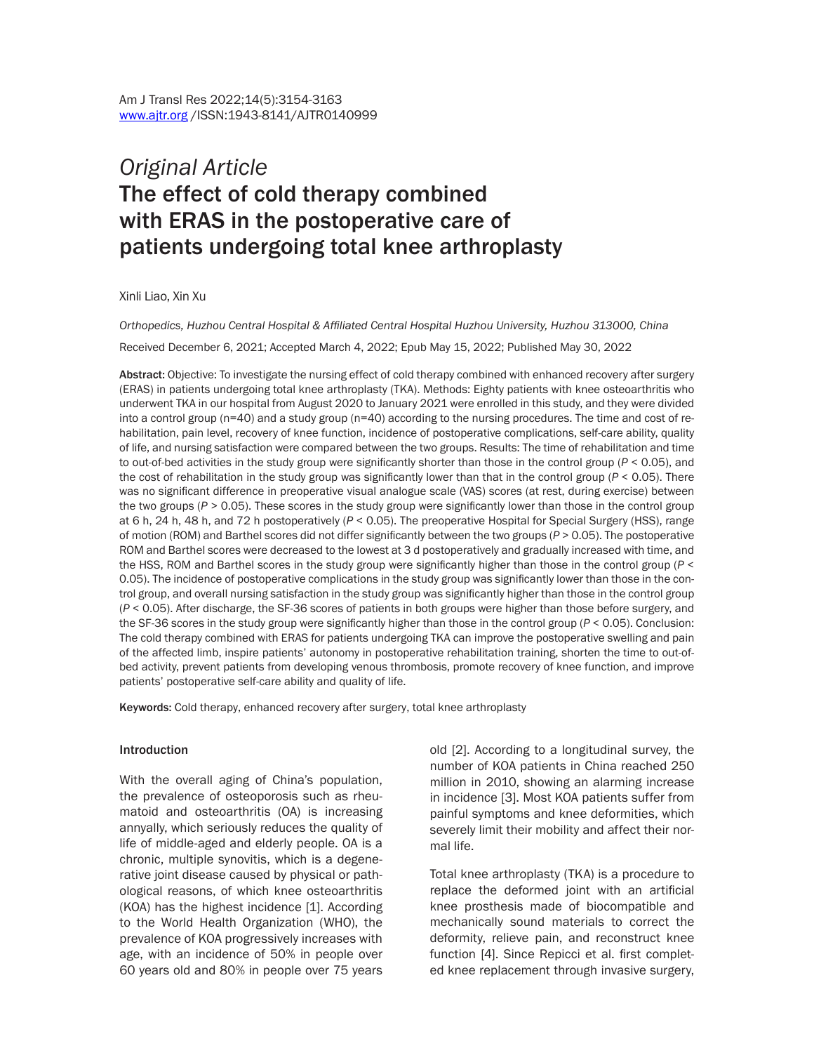*Original Article*

# The effect of cold therapy combined with ERAS in the postoperative care of patients undergoing total knee arthroplasty

Xinli Liao, Xin Xu

*Orthopedics, Huzhou Central Hospital & Affiliated Central Hospital Huzhou University, Huzhou 313000, China*

Received December 6, 2021; Accepted March 4, 2022; Epub May 15, 2022; Published May 30, 2022

**Abstract:** Objective: To investigate the nursing effect of cold therapy combined with enhanced recovery after surgery (ERAS) in patients undergoing total knee arthroplasty (TKA). Methods: Eighty patients with knee osteoarthritis who underwent TKA in our hospital from August 2020 to January 2021 were enrolled in this study, and they were divided into a control group (n=40) and a study group (n=40) according to the nursing procedures. The time and cost of rehabilitation, pain level, recovery of knee function, incidence of postoperative complications, self-care ability, quality of life, and nursing satisfaction were compared between the two groups. Results: The time of rehabilitation and time to out-of-bed activities in the study group were significantly shorter than those in the control group ($P < 0.05$), and the cost of rehabilitation in the study group was significantly lower than that in the control group ($P < 0.05$). There was no significant difference in preoperative visual analogue scale (VAS) scores (at rest, during exercise) between the two groups ($P > 0.05$). These scores in the study group were significantly lower than those in the control group at 6 h, 24 h, 48 h, and 72 h postoperatively ($P < 0.05$). The preoperative Hospital for Special Surgery (HSS), range of motion (ROM) and Barthel scores did not differ significantly between the two groups ($P > 0.05$). The postoperative ROM and Barthel scores were decreased to the lowest at 3 d postoperatively and gradually increased with time, and the HSS, ROM and Barthel scores in the study group were significantly higher than those in the control group ($P < 0.05$). The incidence of postoperative complications in the study group was significantly lower than those in the control group, and overall nursing satisfaction in the study group was significantly higher than those in the control group ($P < 0.05$). After discharge, the SF-36 scores of patients in both groups were higher than those before surgery, and the SF-36 scores in the study group were significantly higher than those in the control group ($P < 0.05$). Conclusion: The cold therapy combined with ERAS for patients undergoing TKA can improve the postoperative swelling and pain of the affected limb, inspire patients' autonomy in postoperative rehabilitation training, shorten the time to out-of-bed activity, prevent patients from developing venous thrombosis, promote recovery of knee function, and improve patients' postoperative self-care ability and quality of life.

**Keywords:** Cold therapy, enhanced recovery after surgery, total knee arthroplasty

## Introduction

With the overall aging of China's population, the prevalence of osteoporosis such as rheumatoid and osteoarthritis (OA) is increasing annyally, which seriously reduces the quality of life of middle-aged and elderly people. OA is a chronic, multiple synovitis, which is a degenerative joint disease caused by physical or pathological reasons, of which knee osteoarthritis (KOA) has the highest incidence [1]. According to the World Health Organization (WHO), the prevalence of KOA progressively increases with age, with an incidence of 50% in people over 60 years old and 80% in people over 75 years old [2]. According to a longitudinal survey, the number of KOA patients in China reached 250 million in 2010, showing an alarming increase in incidence [3]. Most KOA patients suffer from painful symptoms and knee deformities, which severely limit their mobility and affect their normal life.

Total knee arthroplasty (TKA) is a procedure to replace the deformed joint with an artificial knee prosthesis made of biocompatible and mechanically sound materials to correct the deformity, relieve pain, and reconstruct knee function [4]. Since Repicci et al. first completed knee replacement through invasive surgery,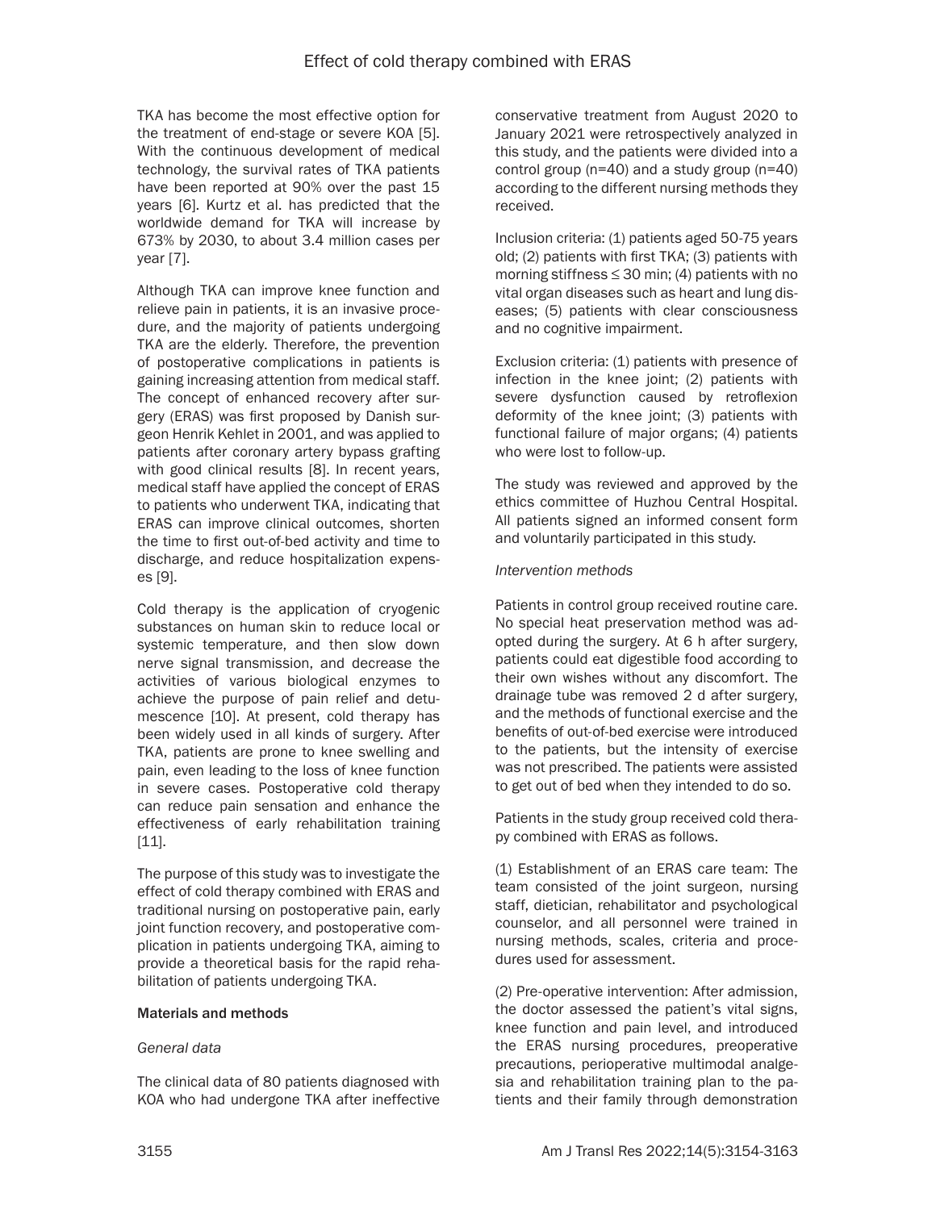TKA has become the most effective option for the treatment of end-stage or severe KOA [5]. With the continuous development of medical technology, the survival rates of TKA patients have been reported at 90% over the past 15 years [6]. Kurtz et al. has predicted that the worldwide demand for TKA will increase by 673% by 2030, to about 3.4 million cases per year [7].

Although TKA can improve knee function and relieve pain in patients, it is an invasive procedure, and the majority of patients undergoing TKA are the elderly. Therefore, the prevention of postoperative complications in patients is gaining increasing attention from medical staff. The concept of enhanced recovery after surgery (ERAS) was first proposed by Danish surgeon Henrik Kehlet in 2001, and was applied to patients after coronary artery bypass grafting with good clinical results [8]. In recent years, medical staff have applied the concept of ERAS to patients who underwent TKA, indicating that ERAS can improve clinical outcomes, shorten the time to first out-of-bed activity and time to discharge, and reduce hospitalization expenses [9].

Cold therapy is the application of cryogenic substances on human skin to reduce local or systemic temperature, and then slow down nerve signal transmission, and decrease the activities of various biological enzymes to achieve the purpose of pain relief and detumescence [10]. At present, cold therapy has been widely used in all kinds of surgery. After TKA, patients are prone to knee swelling and pain, even leading to the loss of knee function in severe cases. Postoperative cold therapy can reduce pain sensation and enhance the effectiveness of early rehabilitation training [11].

The purpose of this study was to investigate the effect of cold therapy combined with ERAS and traditional nursing on postoperative pain, early joint function recovery, and postoperative complication in patients undergoing TKA, aiming to provide a theoretical basis for the rapid rehabilitation of patients undergoing TKA.

## Materials and methods

### *General data*

The clinical data of 80 patients diagnosed with KOA who had undergone TKA after ineffective conservative treatment from August 2020 to January 2021 were retrospectively analyzed in this study, and the patients were divided into a control group (n=40) and a study group (n=40) according to the different nursing methods they received.

Inclusion criteria: (1) patients aged 50-75 years old; (2) patients with first TKA; (3) patients with morning stiffness ≤ 30 min; (4) patients with no vital organ diseases such as heart and lung diseases; (5) patients with clear consciousness and no cognitive impairment.

Exclusion criteria: (1) patients with presence of infection in the knee joint; (2) patients with severe dysfunction caused by retroflexion deformity of the knee joint; (3) patients with functional failure of major organs; (4) patients who were lost to follow-up.

The study was reviewed and approved by the ethics committee of Huzhou Central Hospital. All patients signed an informed consent form and voluntarily participated in this study.

### *Intervention methods*

Patients in control group received routine care. No special heat preservation method was adopted during the surgery. At 6 h after surgery, patients could eat digestible food according to their own wishes without any discomfort. The drainage tube was removed 2 d after surgery, and the methods of functional exercise and the benefits of out-of-bed exercise were introduced to the patients, but the intensity of exercise was not prescribed. The patients were assisted to get out of bed when they intended to do so.

Patients in the study group received cold therapy combined with ERAS as follows.

(1) Establishment of an ERAS care team: The team consisted of the joint surgeon, nursing staff, dietician, rehabilitator and psychological counselor, and all personnel were trained in nursing methods, scales, criteria and procedures used for assessment.

(2) Pre-operative intervention: After admission, the doctor assessed the patient's vital signs, knee function and pain level, and introduced the ERAS nursing procedures, preoperative precautions, perioperative multimodal analgesia and rehabilitation training plan to the patients and their family through demonstration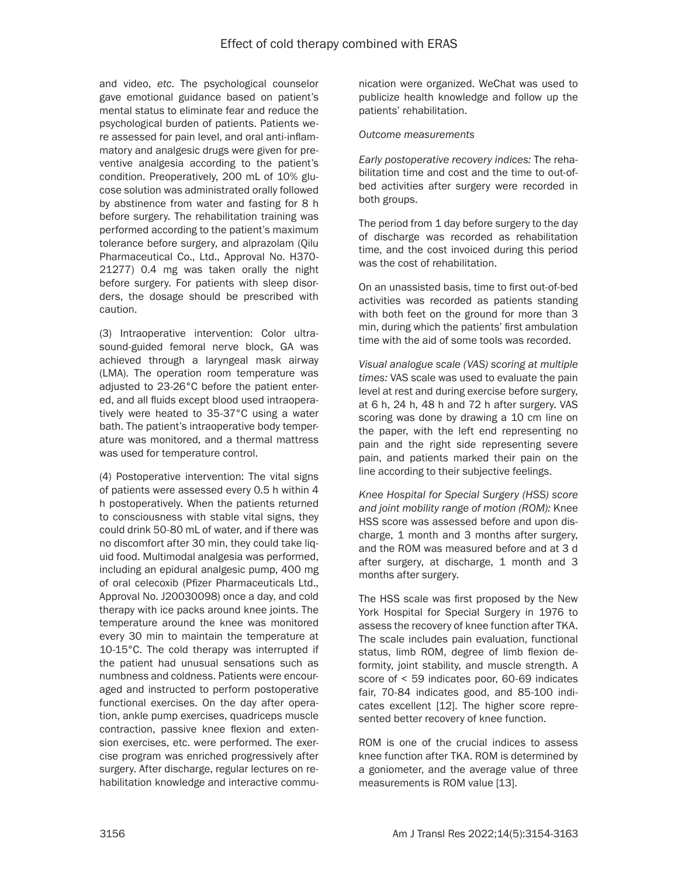and video, *etc*. The psychological counselor gave emotional guidance based on patient's mental status to eliminate fear and reduce the psychological burden of patients. Patients were assessed for pain level, and oral anti-inflammatory and analgesic drugs were given for preventive analgesia according to the patient's condition. Preoperatively, 200 mL of 10% glucose solution was administrated orally followed by abstinence from water and fasting for 8 h before surgery. The rehabilitation training was performed according to the patient's maximum tolerance before surgery, and alprazolam (Qilu Pharmaceutical Co., Ltd., Approval No. H37021277) 0.4 mg was taken orally the night before surgery. For patients with sleep disorders, the dosage should be prescribed with caution.

(3) Intraoperative intervention: Color ultrasound-guided femoral nerve block, GA was achieved through a laryngeal mask airway (LMA). The operation room temperature was adjusted to 23-26°C before the patient entered, and all fluids except blood used intraoperatively were heated to 35-37°C using a water bath. The patient's intraoperative body temperature was monitored, and a thermal mattress was used for temperature control.

(4) Postoperative intervention: The vital signs of patients were assessed every 0.5 h within 4 h postoperatively. When the patients returned to consciousness with stable vital signs, they could drink 50-80 mL of water, and if there was no discomfort after 30 min, they could take liquid food. Multimodal analgesia was performed, including an epidural analgesic pump, 400 mg of oral celecoxib (Pfizer Pharmaceuticals Ltd., Approval No. J20030098) once a day, and cold therapy with ice packs around knee joints. The temperature around the knee was monitored every 30 min to maintain the temperature at 10-15°C. The cold therapy was interrupted if the patient had unusual sensations such as numbness and coldness. Patients were encouraged and instructed to perform postoperative functional exercises. On the day after operation, ankle pump exercises, quadriceps muscle contraction, passive knee flexion and extension exercises, etc. were performed. The exercise program was enriched progressively after surgery. After discharge, regular lectures on rehabilitation knowledge and interactive communication were organized. WeChat was used to publicize health knowledge and follow up the patients' rehabilitation.

*Outcome measurements*

*Early postoperative recovery indices:* The rehabilitation time and cost and the time to out-of-bed activities after surgery were recorded in both groups.

The period from 1 day before surgery to the day of discharge was recorded as rehabilitation time, and the cost invoiced during this period was the cost of rehabilitation.

On an unassisted basis, time to first out-of-bed activities was recorded as patients standing with both feet on the ground for more than 3 min, during which the patients' first ambulation time with the aid of some tools was recorded.

*Visual analogue scale (VAS) scoring at multiple times:* VAS scale was used to evaluate the pain level at rest and during exercise before surgery, at 6 h, 24 h, 48 h and 72 h after surgery. VAS scoring was done by drawing a 10 cm line on the paper, with the left end representing no pain and the right side representing severe pain, and patients marked their pain on the line according to their subjective feelings.

*Knee Hospital for Special Surgery (HSS) score and joint mobility range of motion (ROM):* Knee HSS score was assessed before and upon discharge, 1 month and 3 months after surgery, and the ROM was measured before and at 3 d after surgery, at discharge, 1 month and 3 months after surgery.

The HSS scale was first proposed by the New York Hospital for Special Surgery in 1976 to assess the recovery of knee function after TKA. The scale includes pain evaluation, functional status, limb ROM, degree of limb flexion deformity, joint stability, and muscle strength. A score of < 59 indicates poor, 60-69 indicates fair, 70-84 indicates good, and 85-100 indicates excellent [12]. The higher score represented better recovery of knee function.

ROM is one of the crucial indices to assess knee function after TKA. ROM is determined by a goniometer, and the average value of three measurements is ROM value [13].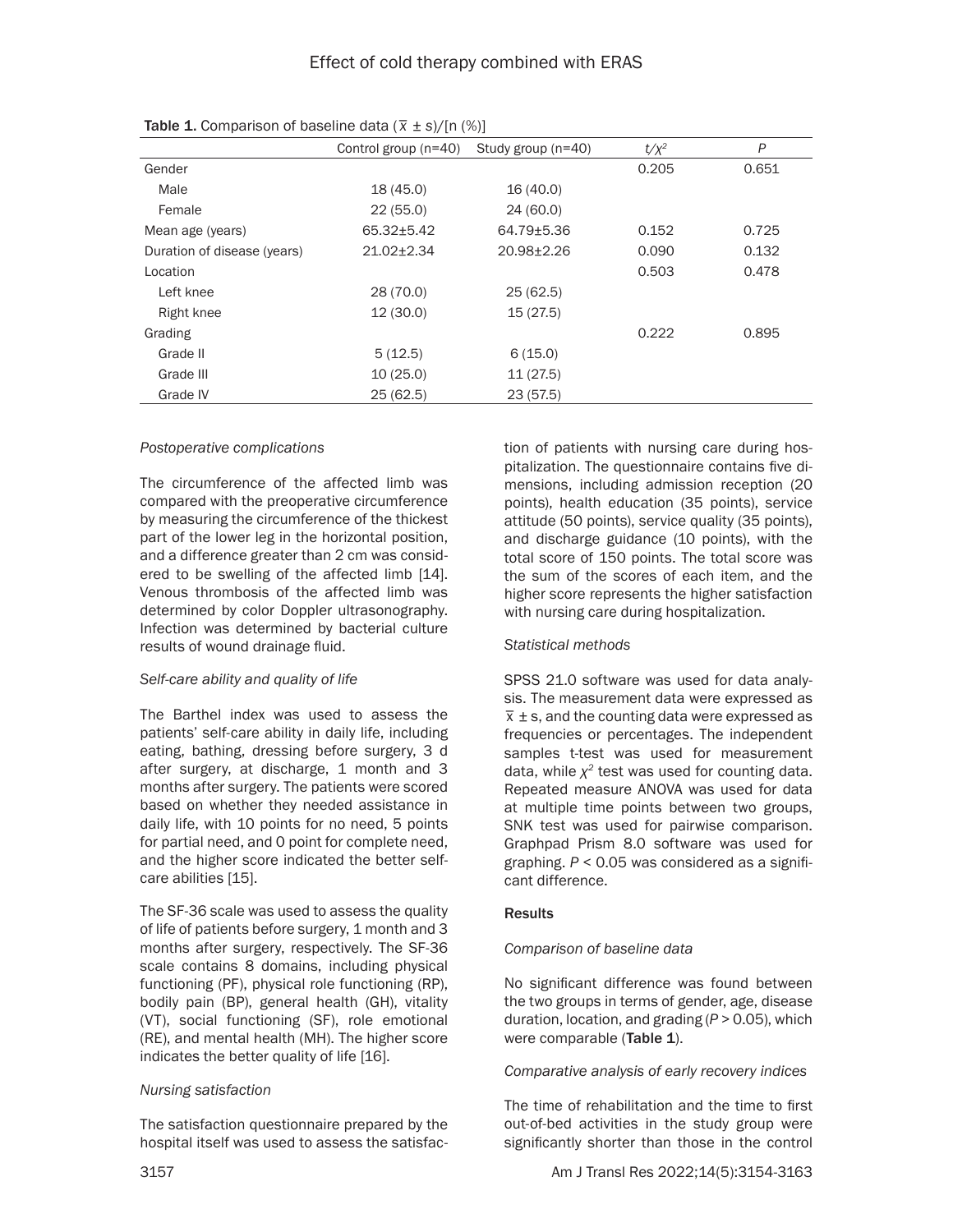**Table 1.** Comparison of baseline data ($\bar{x} \pm s$)/[n (%)]

| | Control group (n=40) | Study group (n=40) | $t/\chi^2$ | $P$ |
|---|---|---|---|---|
| Gender | | | 0.205 | 0.651 |
| Male | 18 (45.0) | 16 (40.0) | | |
| Female | 22 (55.0) | 24 (60.0) | | |
| Mean age (years) | 65.32±5.42 | 64.79±5.36 | 0.152 | 0.725 |
| Duration of disease (years) | 21.02±2.34 | 20.98±2.26 | 0.090 | 0.132 |
| Location | | | 0.503 | 0.478 |
| Left knee | 28 (70.0) | 25 (62.5) | | |
| Right knee | 12 (30.0) | 15 (27.5) | | |
| Grading | | | 0.222 | 0.895 |
| Grade II | 5 (12.5) | 6 (15.0) | | |
| Grade III | 10 (25.0) | 11 (27.5) | | |
| Grade IV | 25 (62.5) | 23 (57.5) | | |

*Postoperative complications*

The circumference of the affected limb was compared with the preoperative circumference by measuring the circumference of the thickest part of the lower leg in the horizontal position, and a difference greater than 2 cm was considered to be swelling of the affected limb [14]. Venous thrombosis of the affected limb was determined by color Doppler ultrasonography. Infection was determined by bacterial culture results of wound drainage fluid.

*Self-care ability and quality of life*

The Barthel index was used to assess the patients' self-care ability in daily life, including eating, bathing, dressing before surgery, 3 d after surgery, at discharge, 1 month and 3 months after surgery. The patients were scored based on whether they needed assistance in daily life, with 10 points for no need, 5 points for partial need, and 0 point for complete need, and the higher score indicated the better self-care abilities [15].

The SF-36 scale was used to assess the quality of life of patients before surgery, 1 month and 3 months after surgery, respectively. The SF-36 scale contains 8 domains, including physical functioning (PF), physical role functioning (RP), bodily pain (BP), general health (GH), vitality (VT), social functioning (SF), role emotional (RE), and mental health (MH). The higher score indicates the better quality of life [16].

*Nursing satisfaction*

The satisfaction questionnaire prepared by the hospital itself was used to assess the satisfaction of patients with nursing care during hospitalization. The questionnaire contains five dimensions, including admission reception (20 points), health education (35 points), service attitude (50 points), service quality (35 points), and discharge guidance (10 points), with the total score of 150 points. The total score was the sum of the scores of each item, and the higher score represents the higher satisfaction with nursing care during hospitalization.

*Statistical methods*

SPSS 21.0 software was used for data analysis. The measurement data were expressed as $\bar{x} \pm s$, and the counting data were expressed as frequencies or percentages. The independent samples t-test was used for measurement data, while $\chi^2$ test was used for counting data. Repeated measure ANOVA was used for data at multiple time points between two groups, SNK test was used for pairwise comparison. Graphpad Prism 8.0 software was used for graphing. $P < 0.05$ was considered as a significant difference.

**Results**

*Comparison of baseline data*

No significant difference was found between the two groups in terms of gender, age, disease duration, location, and grading ($P > 0.05$), which were comparable (**Table 1**).

*Comparative analysis of early recovery indices*

The time of rehabilitation and the time to first out-of-bed activities in the study group were significantly shorter than those in the control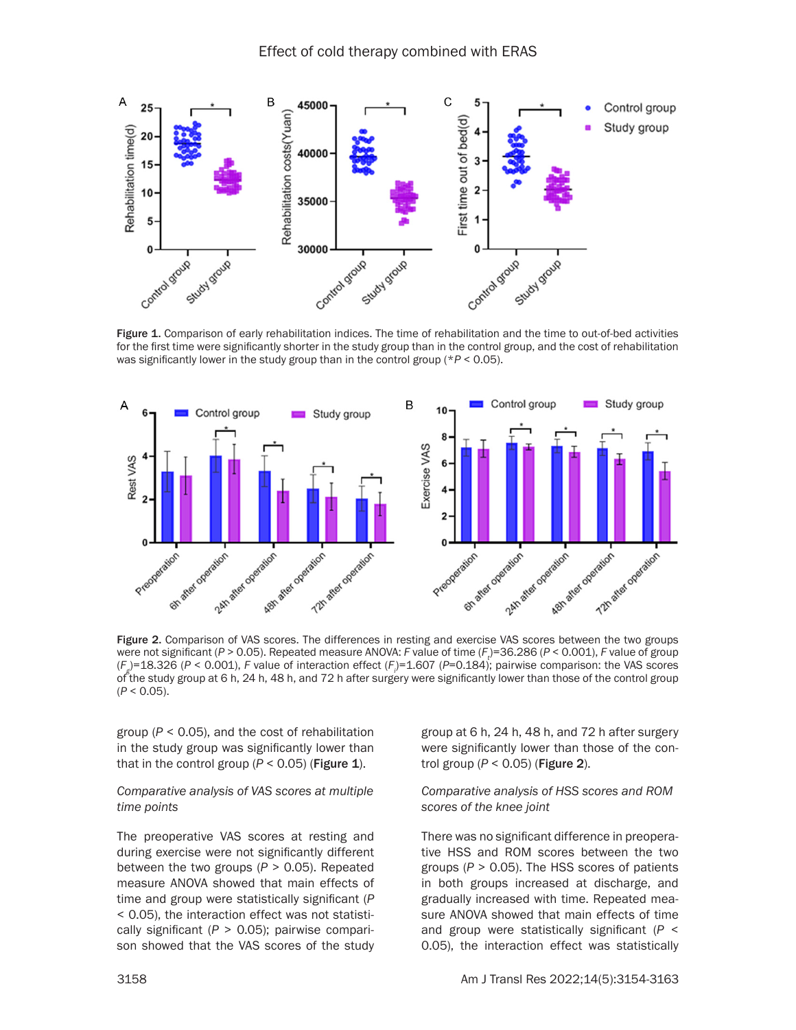**Figure 1.** Comparison of early rehabilitation indices. The time of rehabilitation and the time to out-of-bed activities for the first time were significantly shorter in the study group than in the control group, and the cost of rehabilitation was significantly lower in the study group than in the control group (*$P < 0.05$).

**Figure 2.** Comparison of VAS scores. The differences in resting and exercise VAS scores between the two groups were not significant ($P > 0.05$). Repeated measure ANOVA: $F$ value of time ($F_t$)=36.286 ($P < 0.001$), $F$ value of group ($F_g$)=18.326 ($P < 0.001$), $F$ value of interaction effect ($F_i$)=1.607 ($P$=0.184); pairwise comparison: the VAS scores of the study group at 6 h, 24 h, 48 h, and 72 h after surgery were significantly lower than those of the control group ($P < 0.05$).

group ($P < 0.05$), and the cost of rehabilitation in the study group was significantly lower than that in the control group ($P < 0.05$) (**Figure 1**).

*Comparative analysis of VAS scores at multiple time points*

The preoperative VAS scores at resting and during exercise were not significantly different between the two groups ($P > 0.05$). Repeated measure ANOVA showed that main effects of time and group were statistically significant ($P < 0.05$), the interaction effect was not statistically significant ($P > 0.05$); pairwise comparison showed that the VAS scores of the study group at 6 h, 24 h, 48 h, and 72 h after surgery were significantly lower than those of the control group ($P < 0.05$) (**Figure 2**).

*Comparative analysis of HSS scores and ROM scores of the knee joint*

There was no significant difference in preoperative HSS and ROM scores between the two groups ($P > 0.05$). The HSS scores of patients in both groups increased at discharge, and gradually increased with time. Repeated measure ANOVA showed that main effects of time and group were statistically significant ($P < 0.05$), the interaction effect was statistically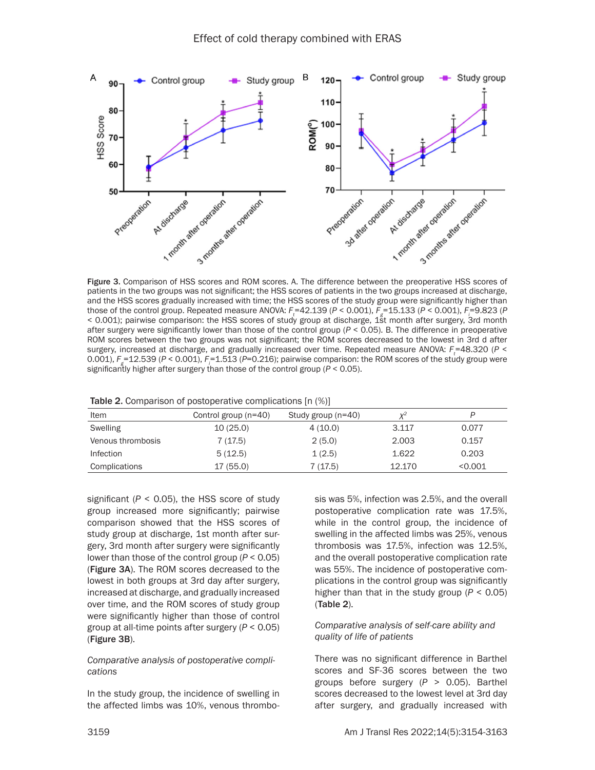Figure 3. Comparison of HSS scores and ROM scores. A. The difference between the preoperative HSS scores of patients in the two groups was not significant; the HSS scores of patients in the two groups increased at discharge, and the HSS scores gradually increased with time; the HSS scores of the study group were significantly higher than those of the control group. Repeated measure ANOVA: $F_t$=42.139 ($P$ < 0.001), $F_g$=15.133 ($P$ < 0.001), $F_i$=9.823 ($P$ < 0.001); pairwise comparison: the HSS scores of study group at discharge, 1st month after surgery, 3rd month after surgery were significantly lower than those of the control group ($P$ < 0.05). B. The difference in preoperative ROM scores between the two groups was not significant; the ROM scores decreased to the lowest in 3rd d after surgery, increased at discharge, and gradually increased over time. Repeated measure ANOVA: $F_t$=48.320 ($P$ < 0.001), $F_g$=12.539 ($P$ < 0.001), $F_i$=1.513 ($P$=0.216); pairwise comparison: the ROM scores of the study group were significantly higher after surgery than those of the control group ($P$ < 0.05).

Table 2. Comparison of postoperative complications [n (%)]

| Item | Control group (n=40) | Study group (n=40) | $\chi^2$ | $P$ |
|---|---|---|---|---|
| Swelling | 10 (25.0) | 4 (10.0) | 3.117 | 0.077 |
| Venous thrombosis | 7 (17.5) | 2 (5.0) | 2.003 | 0.157 |
| Infection | 5 (12.5) | 1 (2.5) | 1.622 | 0.203 |
| Complications | 17 (55.0) | 7 (17.5) | 12.170 | <0.001 |

significant ($P$ < 0.05), the HSS score of study group increased more significantly; pairwise comparison showed that the HSS scores of study group at discharge, 1st month after surgery, 3rd month after surgery were significantly lower than those of the control group ($P$ < 0.05) (**Figure 3A**). The ROM scores decreased to the lowest in both groups at 3rd day after surgery, increased at discharge, and gradually increased over time, and the ROM scores of study group were significantly higher than those of control group at all-time points after surgery ($P$ < 0.05) (**Figure 3B**).

*Comparative analysis of postoperative complications*

In the study group, the incidence of swelling in the affected limbs was 10%, venous thrombosis was 5%, infection was 2.5%, and the overall postoperative complication rate was 17.5%, while in the control group, the incidence of swelling in the affected limbs was 25%, venous thrombosis was 17.5%, infection was 12.5%, and the overall postoperative complication rate was 55%. The incidence of postoperative complications in the control group was significantly higher than that in the study group ($P$ < 0.05) (**Table 2**).

*Comparative analysis of self-care ability and quality of life of patients*

There was no significant difference in Barthel scores and SF-36 scores between the two groups before surgery ($P$ > 0.05). Barthel scores decreased to the lowest level at 3rd day after surgery, and gradually increased with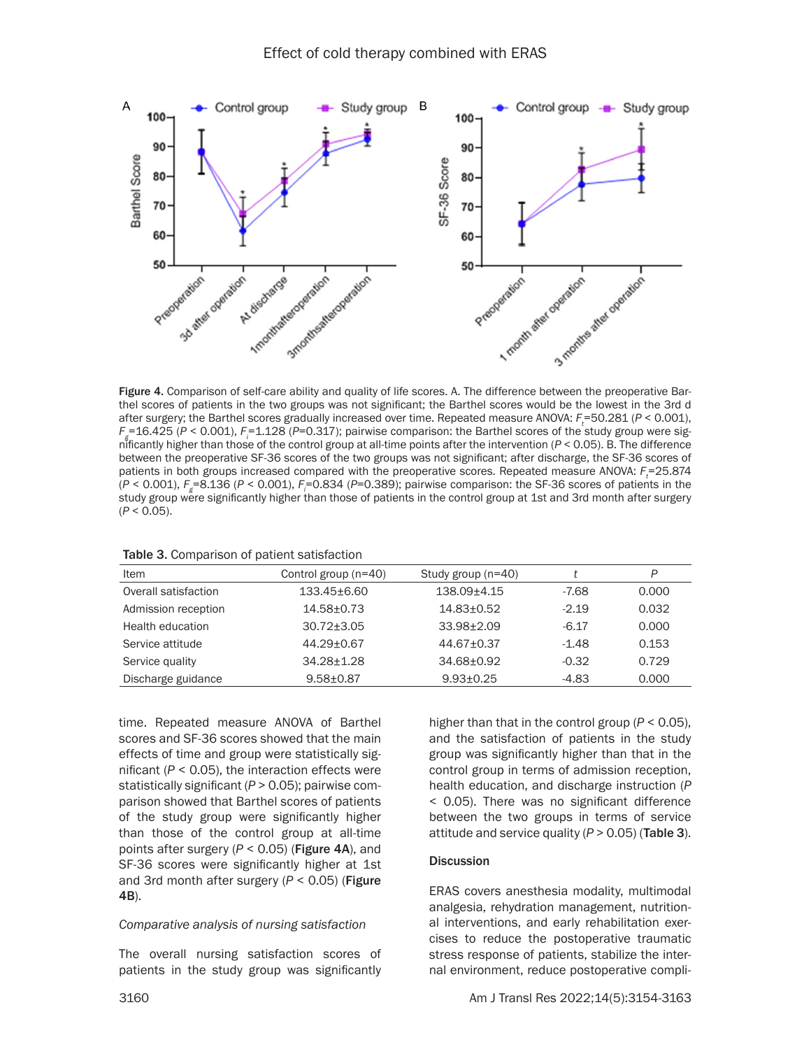Figure 4. Comparison of self-care ability and quality of life scores. A. The difference between the preoperative Barthel scores of patients in the two groups was not significant; the Barthel scores would be the lowest in the 3rd d after surgery; the Barthel scores gradually increased over time. Repeated measure ANOVA: $F_t$=50.281 ($P$ < 0.001), $F_g$=16.425 ($P$ < 0.001), $F_i$=1.128 ($P$=0.317); pairwise comparison: the Barthel scores of the study group were significantly higher than those of the control group at all-time points after the intervention ($P$ < 0.05). B. The difference between the preoperative SF-36 scores of the two groups was not significant; after discharge, the SF-36 scores of patients in both groups increased compared with the preoperative scores. Repeated measure ANOVA: $F_t$=25.874 ($P$ < 0.001), $F_g$=8.136 ($P$ < 0.001), $F_i$=0.834 ($P$=0.389); pairwise comparison: the SF-36 scores of patients in the study group were significantly higher than those of patients in the control group at 1st and 3rd month after surgery ($P$ < 0.05).

Table 3. Comparison of patient satisfaction

| Item | Control group (n=40) | Study group (n=40) | $t$ | $P$ |
|---|---|---|---|---|
| Overall satisfaction | 133.45±6.60 | 138.09±4.15 | -7.68 | 0.000 |
| Admission reception | 14.58±0.73 | 14.83±0.52 | -2.19 | 0.032 |
| Health education | 30.72±3.05 | 33.98±2.09 | -6.17 | 0.000 |
| Service attitude | 44.29±0.67 | 44.67±0.37 | -1.48 | 0.153 |
| Service quality | 34.28±1.28 | 34.68±0.92 | -0.32 | 0.729 |
| Discharge guidance | 9.58±0.87 | 9.93±0.25 | -4.83 | 0.000 |

time. Repeated measure ANOVA of Barthel scores and SF-36 scores showed that the main effects of time and group were statistically significant ($P$ < 0.05), the interaction effects were statistically significant ($P$ > 0.05); pairwise comparison showed that Barthel scores of patients of the study group were significantly higher than those of the control group at all-time points after surgery ($P$ < 0.05) (**Figure 4A**), and SF-36 scores were significantly higher at 1st and 3rd month after surgery ($P$ < 0.05) (**Figure 4B**).

*Comparative analysis of nursing satisfaction*

The overall nursing satisfaction scores of patients in the study group was significantly higher than that in the control group ($P$ < 0.05), and the satisfaction of patients in the study group was significantly higher than that in the control group in terms of admission reception, health education, and discharge instruction ($P$ < 0.05). There was no significant difference between the two groups in terms of service attitude and service quality ($P$ > 0.05) (**Table 3**).

## Discussion

ERAS covers anesthesia modality, multimodal analgesia, rehydration management, nutritional interventions, and early rehabilitation exercises to reduce the postoperative traumatic stress response of patients, stabilize the internal environment, reduce postoperative compli-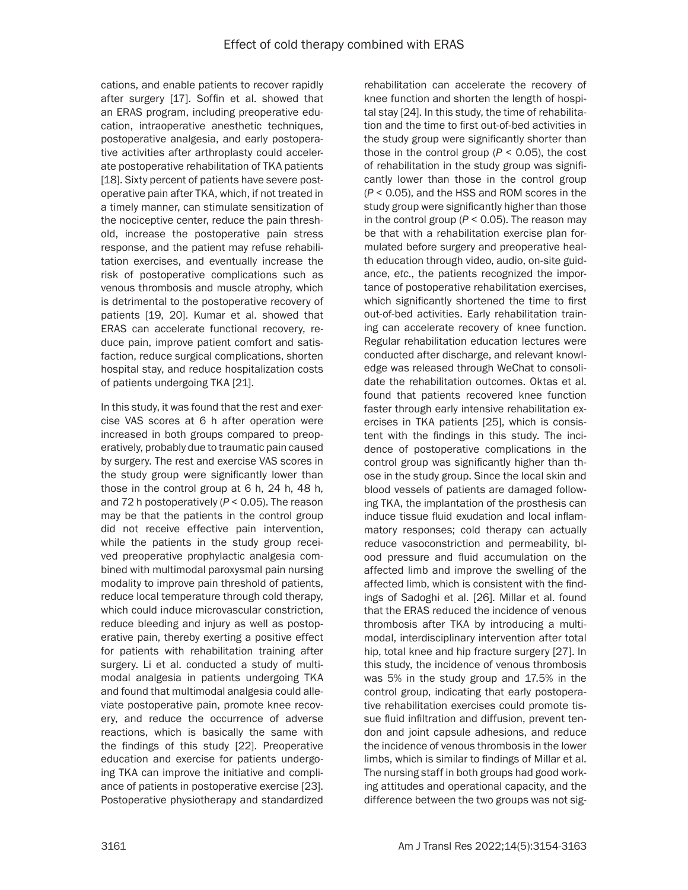cations, and enable patients to recover rapidly after surgery [17]. Soffin et al. showed that an ERAS program, including preoperative education, intraoperative anesthetic techniques, postoperative analgesia, and early postoperative activities after arthroplasty could accelerate postoperative rehabilitation of TKA patients [18]. Sixty percent of patients have severe postoperative pain after TKA, which, if not treated in a timely manner, can stimulate sensitization of the nociceptive center, reduce the pain threshold, increase the postoperative pain stress response, and the patient may refuse rehabilitation exercises, and eventually increase the risk of postoperative complications such as venous thrombosis and muscle atrophy, which is detrimental to the postoperative recovery of patients [19, 20]. Kumar et al. showed that ERAS can accelerate functional recovery, reduce pain, improve patient comfort and satisfaction, reduce surgical complications, shorten hospital stay, and reduce hospitalization costs of patients undergoing TKA [21].

In this study, it was found that the rest and exercise VAS scores at 6 h after operation were increased in both groups compared to preoperatively, probably due to traumatic pain caused by surgery. The rest and exercise VAS scores in the study group were significantly lower than those in the control group at 6 h, 24 h, 48 h, and 72 h postoperatively ($P < 0.05$). The reason may be that the patients in the control group did not receive effective pain intervention, while the patients in the study group received preoperative prophylactic analgesia combined with multimodal paroxysmal pain nursing modality to improve pain threshold of patients, reduce local temperature through cold therapy, which could induce microvascular constriction, reduce bleeding and injury as well as postoperative pain, thereby exerting a positive effect for patients with rehabilitation training after surgery. Li et al. conducted a study of multimodal analgesia in patients undergoing TKA and found that multimodal analgesia could alleviate postoperative pain, promote knee recovery, and reduce the occurrence of adverse reactions, which is basically the same with the findings of this study [22]. Preoperative education and exercise for patients undergoing TKA can improve the initiative and compliance of patients in postoperative exercise [23]. Postoperative physiotherapy and standardized rehabilitation can accelerate the recovery of knee function and shorten the length of hospital stay [24]. In this study, the time of rehabilitation and the time to first out-of-bed activities in the study group were significantly shorter than those in the control group ($P < 0.05$), the cost of rehabilitation in the study group was significantly lower than those in the control group ($P < 0.05$), and the HSS and ROM scores in the study group were significantly higher than those in the control group ($P < 0.05$). The reason may be that with a rehabilitation exercise plan formulated before surgery and preoperative health education through video, audio, on-site guidance, *etc*., the patients recognized the importance of postoperative rehabilitation exercises, which significantly shortened the time to first out-of-bed activities. Early rehabilitation training can accelerate recovery of knee function. Regular rehabilitation education lectures were conducted after discharge, and relevant knowledge was released through WeChat to consolidate the rehabilitation outcomes. Oktas et al. found that patients recovered knee function faster through early intensive rehabilitation exercises in TKA patients [25], which is consistent with the findings in this study. The incidence of postoperative complications in the control group was significantly higher than those in the study group. Since the local skin and blood vessels of patients are damaged following TKA, the implantation of the prosthesis can induce tissue fluid exudation and local inflammatory responses; cold therapy can actually reduce vasoconstriction and permeability, blood pressure and fluid accumulation on the affected limb and improve the swelling of the affected limb, which is consistent with the findings of Sadoghi et al. [26]. Millar et al. found that the ERAS reduced the incidence of venous thrombosis after TKA by introducing a multimodal, interdisciplinary intervention after total hip, total knee and hip fracture surgery [27]. In this study, the incidence of venous thrombosis was 5% in the study group and 17.5% in the control group, indicating that early postoperative rehabilitation exercises could promote tissue fluid infiltration and diffusion, prevent tendon and joint capsule adhesions, and reduce the incidence of venous thrombosis in the lower limbs, which is similar to findings of Millar et al. The nursing staff in both groups had good working attitudes and operational capacity, and the difference between the two groups was not sig-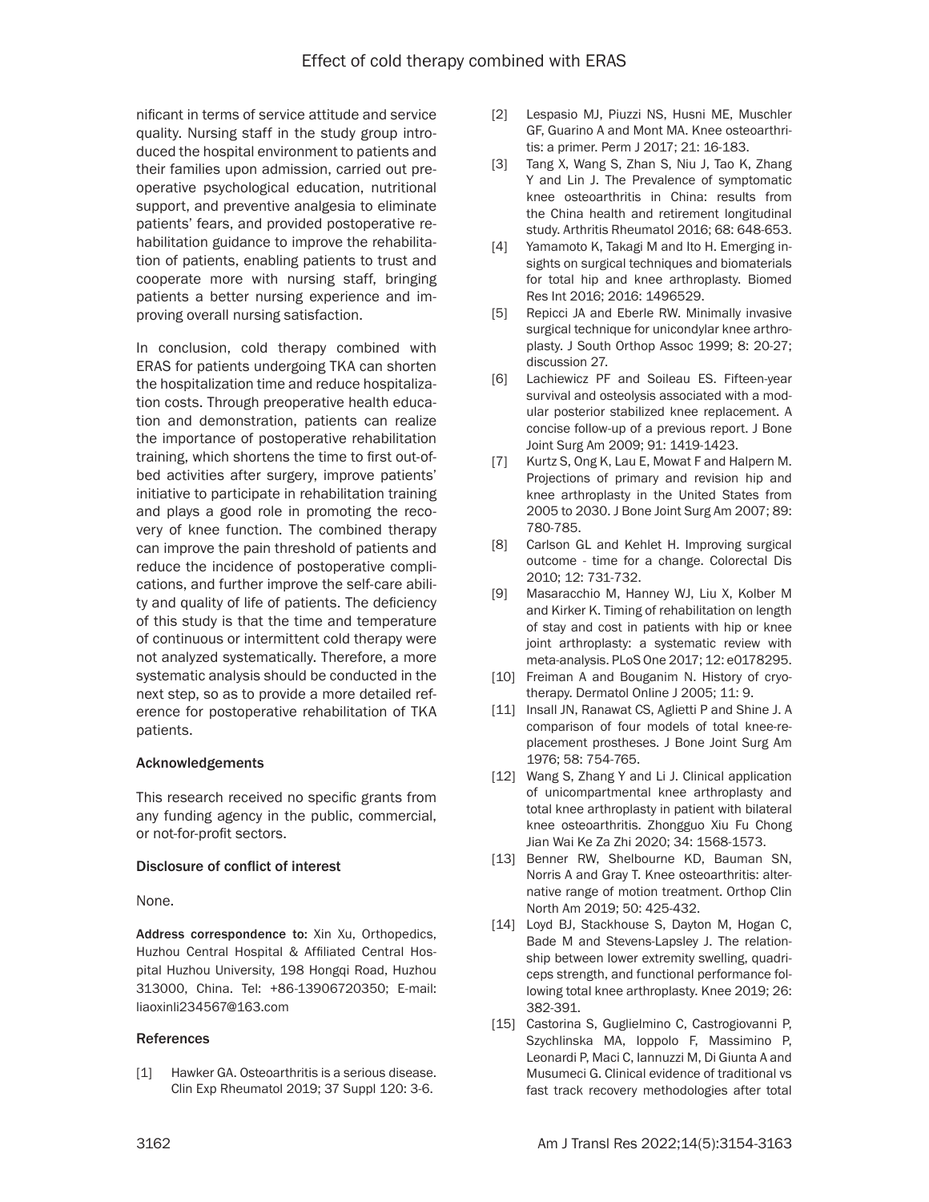nificant in terms of service attitude and service quality. Nursing staff in the study group introduced the hospital environment to patients and their families upon admission, carried out preoperative psychological education, nutritional support, and preventive analgesia to eliminate patients' fears, and provided postoperative rehabilitation guidance to improve the rehabilitation of patients, enabling patients to trust and cooperate more with nursing staff, bringing patients a better nursing experience and improving overall nursing satisfaction.

In conclusion, cold therapy combined with ERAS for patients undergoing TKA can shorten the hospitalization time and reduce hospitalization costs. Through preoperative health education and demonstration, patients can realize the importance of postoperative rehabilitation training, which shortens the time to first out-of-bed activities after surgery, improve patients' initiative to participate in rehabilitation training and plays a good role in promoting the recovery of knee function. The combined therapy can improve the pain threshold of patients and reduce the incidence of postoperative complications, and further improve the self-care ability and quality of life of patients. The deficiency of this study is that the time and temperature of continuous or intermittent cold therapy were not analyzed systematically. Therefore, a more systematic analysis should be conducted in the next step, so as to provide a more detailed reference for postoperative rehabilitation of TKA patients.

### Acknowledgements

This research received no specific grants from any funding agency in the public, commercial, or not-for-profit sectors.

### Disclosure of conflict of interest

None.

**Address correspondence to:** Xin Xu, Orthopedics, Huzhou Central Hospital & Affiliated Central Hospital Huzhou University, 198 Hongqi Road, Huzhou 313000, China. Tel: +86-13906720350; E-mail: liaoxinli234567@163.com

### References

[1] Hawker GA. Osteoarthritis is a serious disease. Clin Exp Rheumatol 2019; 37 Suppl 120: 3-6.

[2] Lespasio MJ, Piuzzi NS, Husni ME, Muschler GF, Guarino A and Mont MA. Knee osteoarthritis: a primer. Perm J 2017; 21: 16-183.

[3] Tang X, Wang S, Zhan S, Niu J, Tao K, Zhang Y and Lin J. The Prevalence of symptomatic knee osteoarthritis in China: results from the China health and retirement longitudinal study. Arthritis Rheumatol 2016; 68: 648-653.

[4] Yamamoto K, Takagi M and Ito H. Emerging insights on surgical techniques and biomaterials for total hip and knee arthroplasty. Biomed Res Int 2016; 2016: 1496529.

[5] Repicci JA and Eberle RW. Minimally invasive surgical technique for unicondylar knee arthroplasty. J South Orthop Assoc 1999; 8: 20-27; discussion 27.

[6] Lachiewicz PF and Soileau ES. Fifteen-year survival and osteolysis associated with a modular posterior stabilized knee replacement. A concise follow-up of a previous report. J Bone Joint Surg Am 2009; 91: 1419-1423.

[7] Kurtz S, Ong K, Lau E, Mowat F and Halpern M. Projections of primary and revision hip and knee arthroplasty in the United States from 2005 to 2030. J Bone Joint Surg Am 2007; 89: 780-785.

[8] Carlson GL and Kehlet H. Improving surgical outcome - time for a change. Colorectal Dis 2010; 12: 731-732.

[9] Masaracchio M, Hanney WJ, Liu X, Kolber M and Kirker K. Timing of rehabilitation on length of stay and cost in patients with hip or knee joint arthroplasty: a systematic review with meta-analysis. PLoS One 2017; 12: e0178295.

[10] Freiman A and Bouganim N. History of cryotherapy. Dermatol Online J 2005; 11: 9.

[11] Insall JN, Ranawat CS, Aglietti P and Shine J. A comparison of four models of total knee-replacement prostheses. J Bone Joint Surg Am 1976; 58: 754-765.

[12] Wang S, Zhang Y and Li J. Clinical application of unicompartmental knee arthroplasty and total knee arthroplasty in patient with bilateral knee osteoarthritis. Zhongguo Xiu Fu Chong Jian Wai Ke Za Zhi 2020; 34: 1568-1573.

[13] Benner RW, Shelbourne KD, Bauman SN, Norris A and Gray T. Knee osteoarthritis: alternative range of motion treatment. Orthop Clin North Am 2019; 50: 425-432.

[14] Loyd BJ, Stackhouse S, Dayton M, Hogan C, Bade M and Stevens-Lapsley J. The relationship between lower extremity swelling, quadriceps strength, and functional performance following total knee arthroplasty. Knee 2019; 26: 382-391.

[15] Castorina S, Guglielmino C, Castrogiovanni P, Szychlinska MA, Ioppolo F, Massimino P, Leonardi P, Maci C, Iannuzzi M, Di Giunta A and Musumeci G. Clinical evidence of traditional vs fast track recovery methodologies after total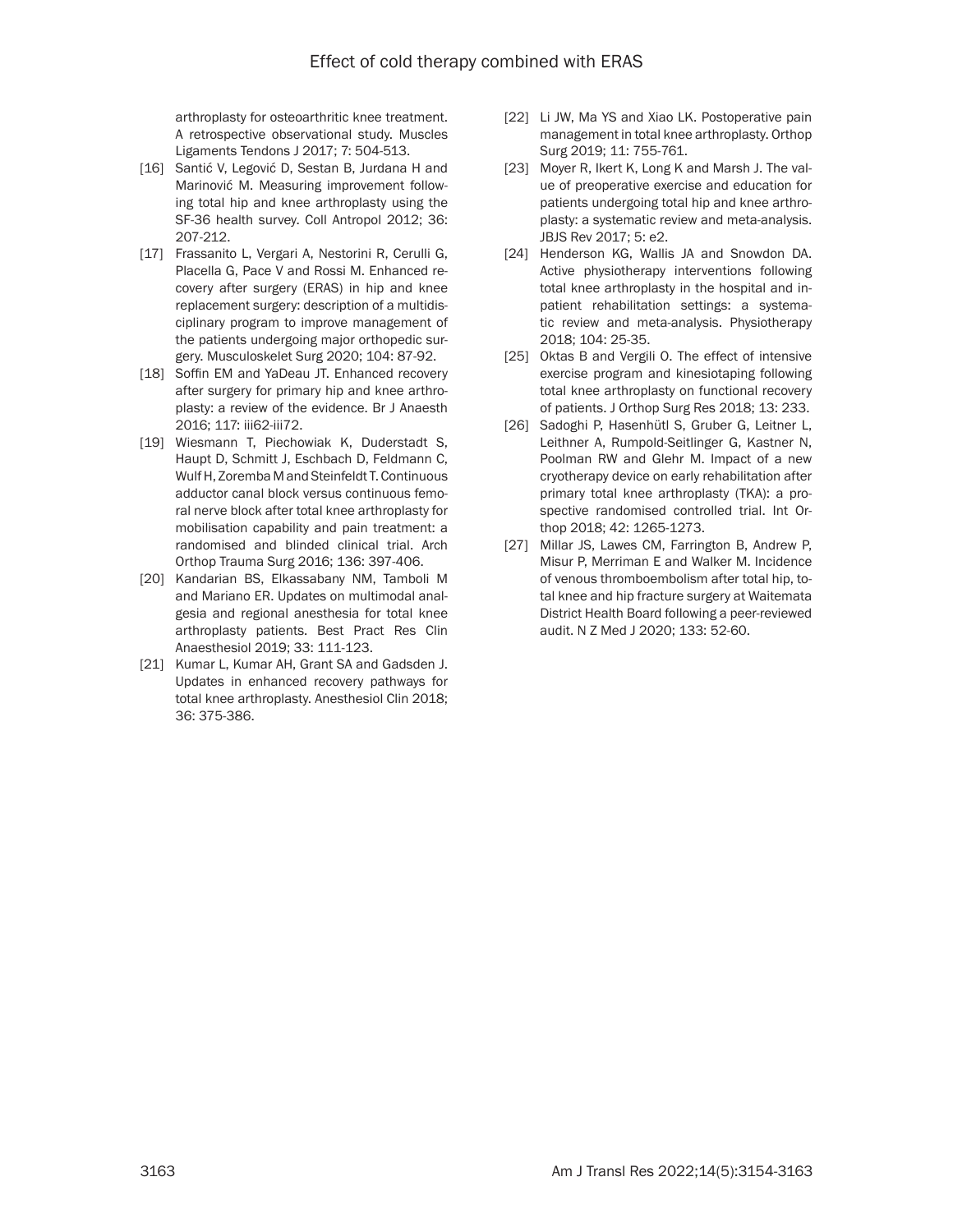arthroplasty for osteoarthritic knee treatment. A retrospective observational study. Muscles Ligaments Tendons J 2017; 7: 504-513.

[16] Santić V, Legović D, Sestan B, Jurdana H and Marinović M. Measuring improvement following total hip and knee arthroplasty using the SF-36 health survey. Coll Antropol 2012; 36: 207-212.

[17] Frassanito L, Vergari A, Nestorini R, Cerulli G, Placella G, Pace V and Rossi M. Enhanced recovery after surgery (ERAS) in hip and knee replacement surgery: description of a multidisciplinary program to improve management of the patients undergoing major orthopedic surgery. Musculoskelet Surg 2020; 104: 87-92.

[18] Soffin EM and YaDeau JT. Enhanced recovery after surgery for primary hip and knee arthroplasty: a review of the evidence. Br J Anaesth 2016; 117: iii62-iii72.

[19] Wiesmann T, Piechowiak K, Duderstadt S, Haupt D, Schmitt J, Eschbach D, Feldmann C, Wulf H, Zoremba M and Steinfeldt T. Continuous adductor canal block versus continuous femoral nerve block after total knee arthroplasty for mobilisation capability and pain treatment: a randomised and blinded clinical trial. Arch Orthop Trauma Surg 2016; 136: 397-406.

[20] Kandarian BS, Elkassabany NM, Tamboli M and Mariano ER. Updates on multimodal analgesia and regional anesthesia for total knee arthroplasty patients. Best Pract Res Clin Anaesthesiol 2019; 33: 111-123.

[21] Kumar L, Kumar AH, Grant SA and Gadsden J. Updates in enhanced recovery pathways for total knee arthroplasty. Anesthesiol Clin 2018; 36: 375-386.

[22] Li JW, Ma YS and Xiao LK. Postoperative pain management in total knee arthroplasty. Orthop Surg 2019; 11: 755-761.

[23] Moyer R, Ikert K, Long K and Marsh J. The value of preoperative exercise and education for patients undergoing total hip and knee arthroplasty: a systematic review and meta-analysis. JBJS Rev 2017; 5: e2.

[24] Henderson KG, Wallis JA and Snowdon DA. Active physiotherapy interventions following total knee arthroplasty in the hospital and inpatient rehabilitation settings: a systematic review and meta-analysis. Physiotherapy 2018; 104: 25-35.

[25] Oktas B and Vergili O. The effect of intensive exercise program and kinesiotaping following total knee arthroplasty on functional recovery of patients. J Orthop Surg Res 2018; 13: 233.

[26] Sadoghi P, Hasenhütl S, Gruber G, Leitner L, Leithner A, Rumpold-Seitlinger G, Kastner N, Poolman RW and Glehr M. Impact of a new cryotherapy device on early rehabilitation after primary total knee arthroplasty (TKA): a prospective randomised controlled trial. Int Orthop 2018; 42: 1265-1273.

[27] Millar JS, Lawes CM, Farrington B, Andrew P, Misur P, Merriman E and Walker M. Incidence of venous thromboembolism after total hip, total knee and hip fracture surgery at Waitemata District Health Board following a peer-reviewed audit. N Z Med J 2020; 133: 52-60.